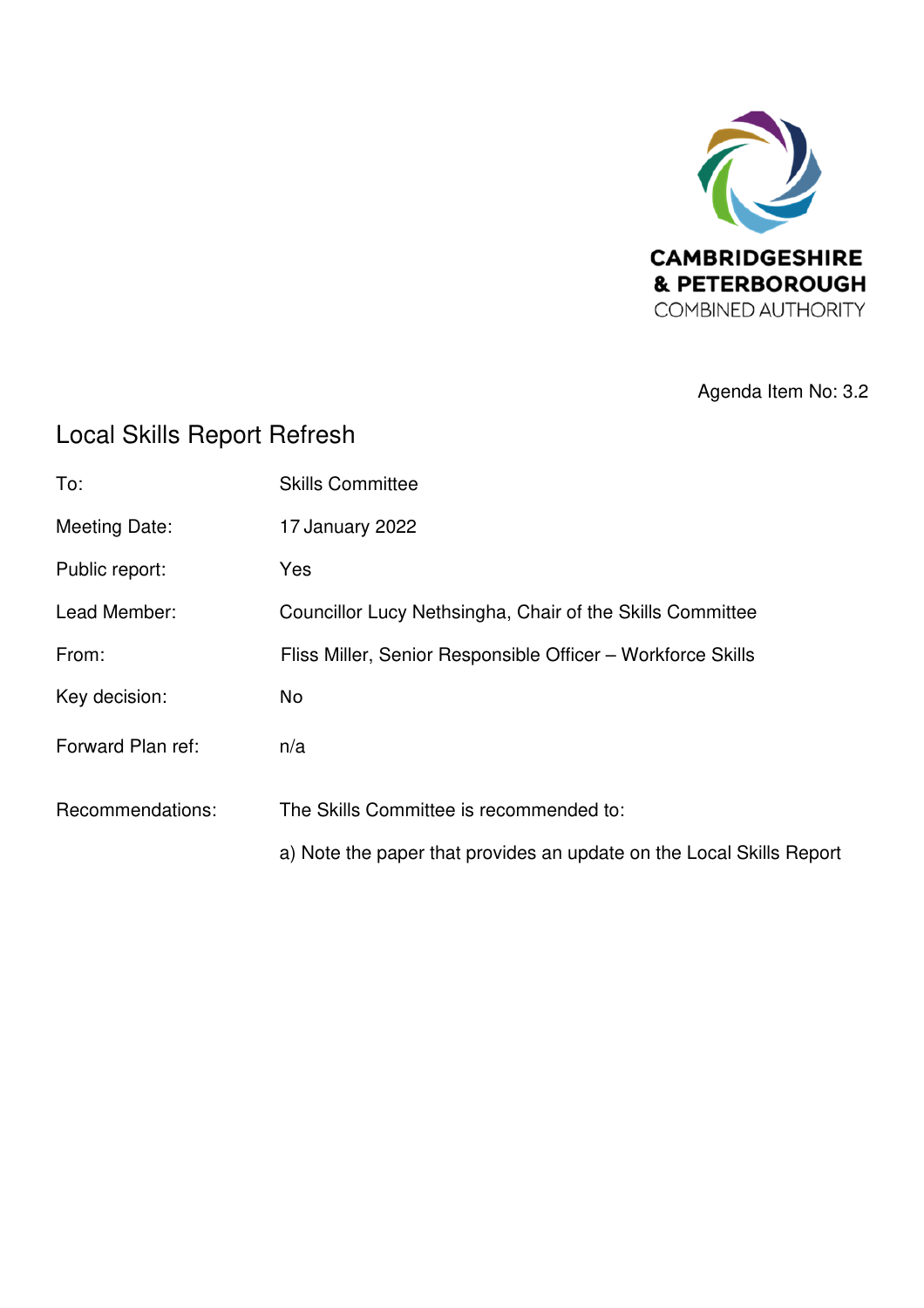CAMBRIDGESHIRE
& PETERBOROUGH
COMBINED AUTHORITY

Agenda Item No: 3.2

# Local Skills Report Refresh

| | |
|---|---|
| To: | Skills Committee |
| Meeting Date: | 17 January 2022 |
| Public report: | Yes |
| Lead Member: | Councillor Lucy Nethsingha, Chair of the Skills Committee |
| From: | Fliss Miller, Senior Responsible Officer – Workforce Skills |
| Key decision: | No |
| Forward Plan ref: | n/a |
| Recommendations: | The Skills Committee is recommended to: |
| | a) Note the paper that provides an update on the Local Skills Report |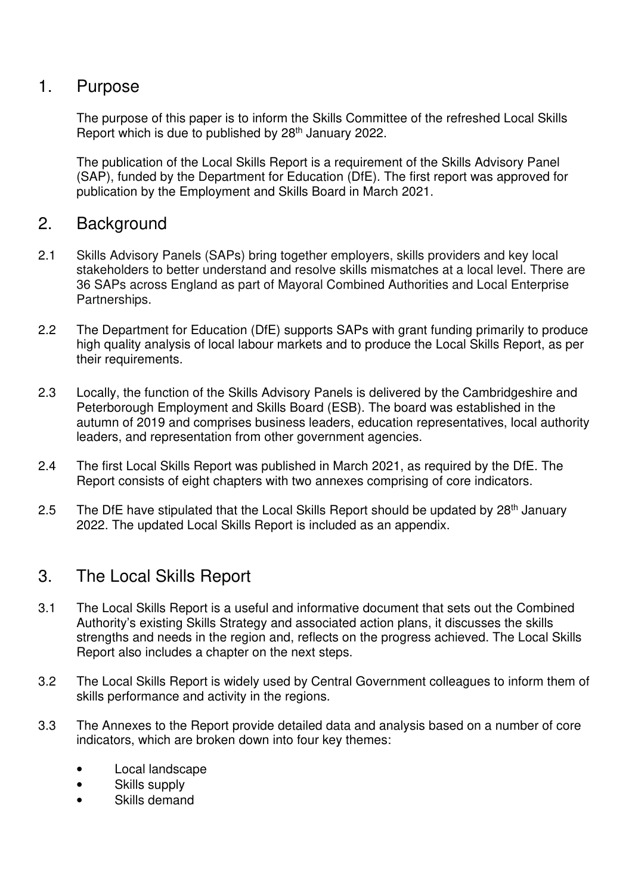## 1. Purpose

The purpose of this paper is to inform the Skills Committee of the refreshed Local Skills Report which is due to published by 28th January 2022.

The publication of the Local Skills Report is a requirement of the Skills Advisory Panel (SAP), funded by the Department for Education (DfE). The first report was approved for publication by the Employment and Skills Board in March 2021.

## 2. Background

2.1 Skills Advisory Panels (SAPs) bring together employers, skills providers and key local stakeholders to better understand and resolve skills mismatches at a local level. There are 36 SAPs across England as part of Mayoral Combined Authorities and Local Enterprise Partnerships.

2.2 The Department for Education (DfE) supports SAPs with grant funding primarily to produce high quality analysis of local labour markets and to produce the Local Skills Report, as per their requirements.

2.3 Locally, the function of the Skills Advisory Panels is delivered by the Cambridgeshire and Peterborough Employment and Skills Board (ESB). The board was established in the autumn of 2019 and comprises business leaders, education representatives, local authority leaders, and representation from other government agencies.

2.4 The first Local Skills Report was published in March 2021, as required by the DfE. The Report consists of eight chapters with two annexes comprising of core indicators.

2.5 The DfE have stipulated that the Local Skills Report should be updated by 28th January 2022. The updated Local Skills Report is included as an appendix.

## 3. The Local Skills Report

3.1 The Local Skills Report is a useful and informative document that sets out the Combined Authority's existing Skills Strategy and associated action plans, it discusses the skills strengths and needs in the region and, reflects on the progress achieved. The Local Skills Report also includes a chapter on the next steps.

3.2 The Local Skills Report is widely used by Central Government colleagues to inform them of skills performance and activity in the regions.

3.3 The Annexes to the Report provide detailed data and analysis based on a number of core indicators, which are broken down into four key themes:

- Local landscape
- Skills supply
- Skills demand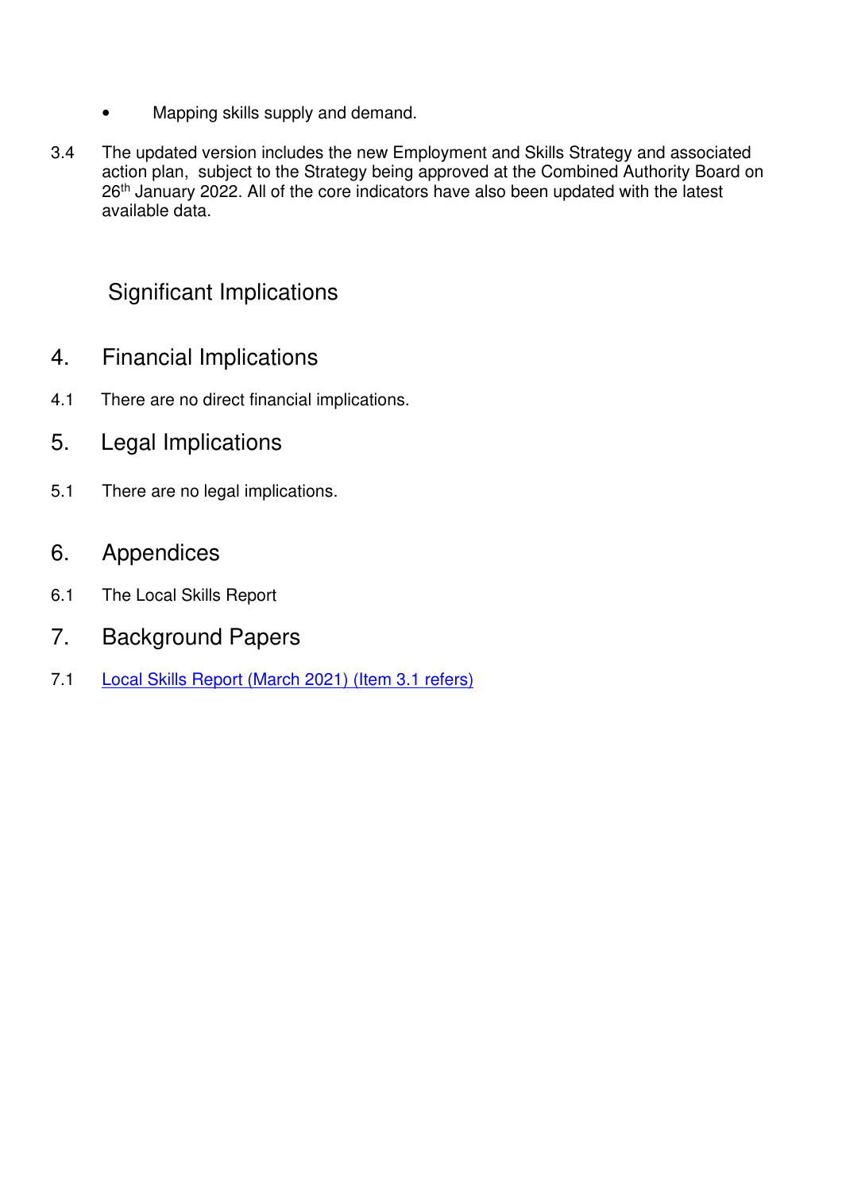- Mapping skills supply and demand.

3.4 The updated version includes the new Employment and Skills Strategy and associated action plan, subject to the Strategy being approved at the Combined Authority Board on 26th January 2022. All of the core indicators have also been updated with the latest available data.

## Significant Implications

## 4. Financial Implications

4.1 There are no direct financial implications.

## 5. Legal Implications

5.1 There are no legal implications.

## 6. Appendices

6.1 The Local Skills Report

## 7. Background Papers

7.1 Local Skills Report (March 2021) (Item 3.1 refers)